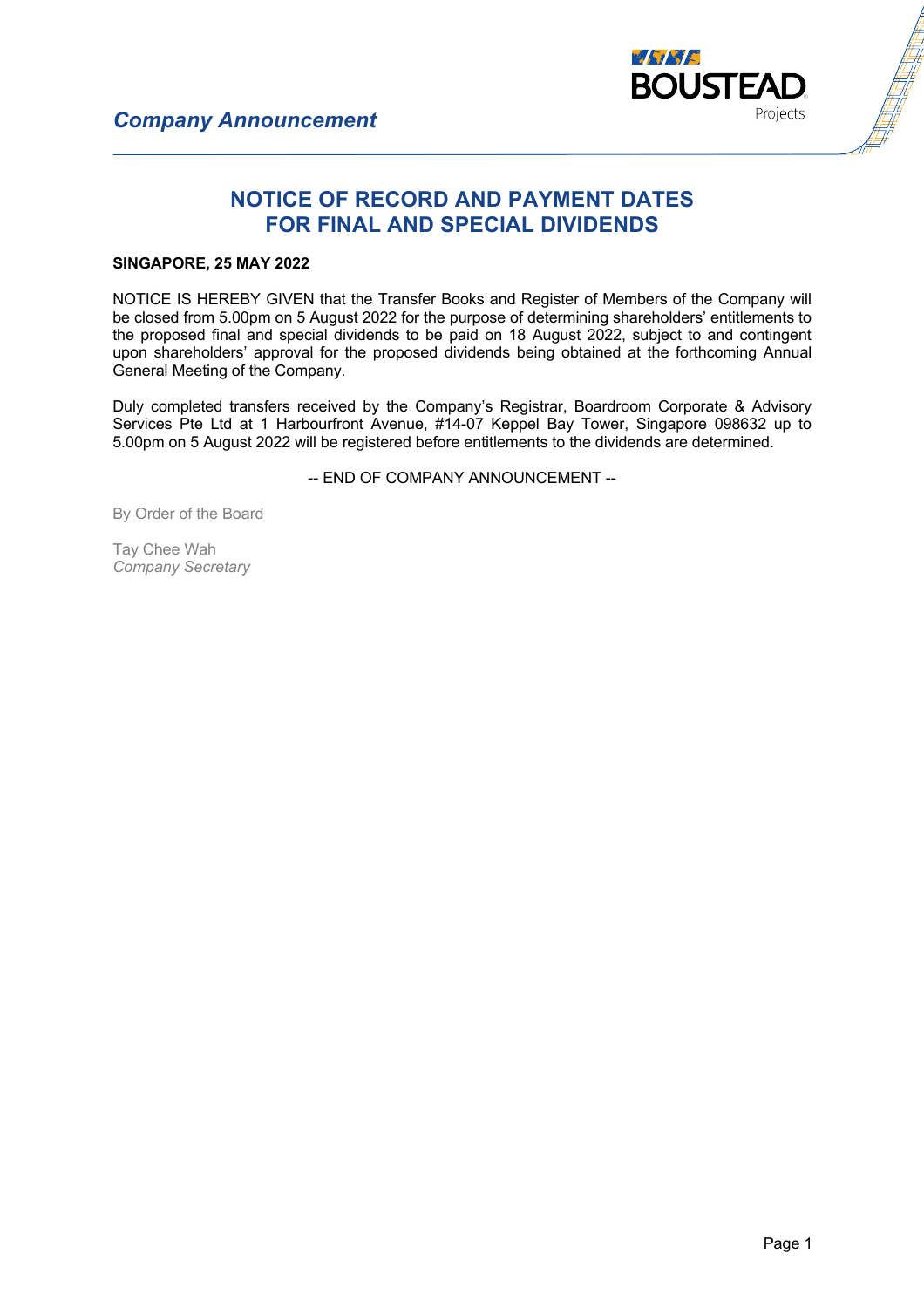*Company Announcement*

BOUSTEAD Projects

# NOTICE OF RECORD AND PAYMENT DATES FOR FINAL AND SPECIAL DIVIDENDS

**SINGAPORE, 25 MAY 2022**

NOTICE IS HEREBY GIVEN that the Transfer Books and Register of Members of the Company will be closed from 5.00pm on 5 August 2022 for the purpose of determining shareholders' entitlements to the proposed final and special dividends to be paid on 18 August 2022, subject to and contingent upon shareholders' approval for the proposed dividends being obtained at the forthcoming Annual General Meeting of the Company.

Duly completed transfers received by the Company's Registrar, Boardroom Corporate & Advisory Services Pte Ltd at 1 Harbourfront Avenue, #14-07 Keppel Bay Tower, Singapore 098632 up to 5.00pm on 5 August 2022 will be registered before entitlements to the dividends are determined.

-- END OF COMPANY ANNOUNCEMENT --

By Order of the Board

Tay Chee Wah  
*Company Secretary*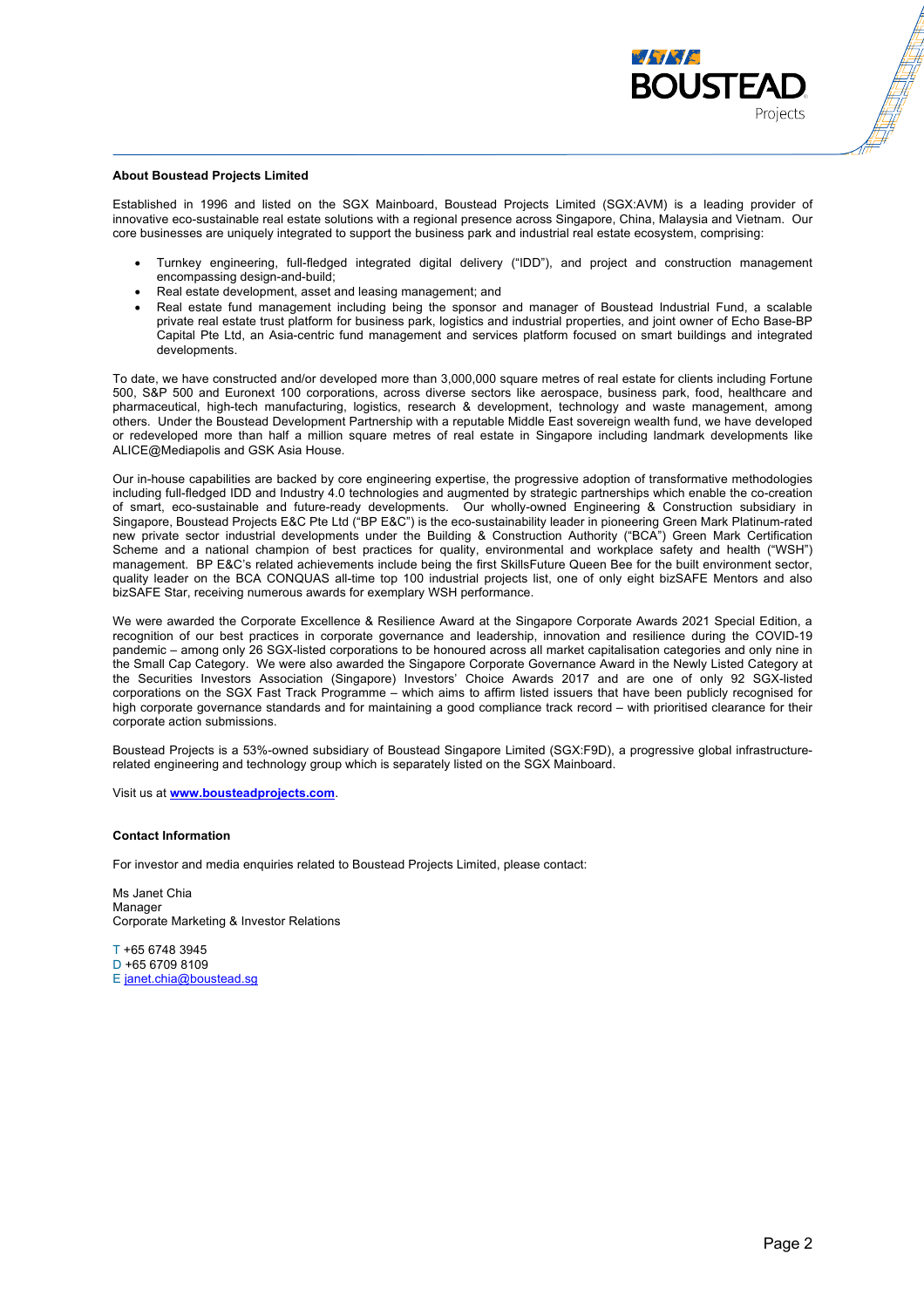**About Boustead Projects Limited**

Established in 1996 and listed on the SGX Mainboard, Boustead Projects Limited (SGX:AVM) is a leading provider of innovative eco-sustainable real estate solutions with a regional presence across Singapore, China, Malaysia and Vietnam. Our core businesses are uniquely integrated to support the business park and industrial real estate ecosystem, comprising:

- Turnkey engineering, full-fledged integrated digital delivery ("IDD"), and project and construction management encompassing design-and-build;
- Real estate development, asset and leasing management; and
- Real estate fund management including being the sponsor and manager of Boustead Industrial Fund, a scalable private real estate trust platform for business park, logistics and industrial properties, and joint owner of Echo Base-BP Capital Pte Ltd, an Asia-centric fund management and services platform focused on smart buildings and integrated developments.

To date, we have constructed and/or developed more than 3,000,000 square metres of real estate for clients including Fortune 500, S&P 500 and Euronext 100 corporations, across diverse sectors like aerospace, business park, food, healthcare and pharmaceutical, high-tech manufacturing, logistics, research & development, technology and waste management, among others. Under the Boustead Development Partnership with a reputable Middle East sovereign wealth fund, we have developed or redeveloped more than half a million square metres of real estate in Singapore including landmark developments like ALICE@Mediapolis and GSK Asia House.

Our in-house capabilities are backed by core engineering expertise, the progressive adoption of transformative methodologies including full-fledged IDD and Industry 4.0 technologies and augmented by strategic partnerships which enable the co-creation of smart, eco-sustainable and future-ready developments. Our wholly-owned Engineering & Construction subsidiary in Singapore, Boustead Projects E&C Pte Ltd ("BP E&C") is the eco-sustainability leader in pioneering Green Mark Platinum-rated new private sector industrial developments under the Building & Construction Authority ("BCA") Green Mark Certification Scheme and a national champion of best practices for quality, environmental and workplace safety and health ("WSH") management. BP E&C's related achievements include being the first SkillsFuture Queen Bee for the built environment sector, quality leader on the BCA CONQUAS all-time top 100 industrial projects list, one of only eight bizSAFE Mentors and also bizSAFE Star, receiving numerous awards for exemplary WSH performance.

We were awarded the Corporate Excellence & Resilience Award at the Singapore Corporate Awards 2021 Special Edition, a recognition of our best practices in corporate governance and leadership, innovation and resilience during the COVID-19 pandemic – among only 26 SGX-listed corporations to be honoured across all market capitalisation categories and only nine in the Small Cap Category. We were also awarded the Singapore Corporate Governance Award in the Newly Listed Category at the Securities Investors Association (Singapore) Investors' Choice Awards 2017 and are one of only 92 SGX-listed corporations on the SGX Fast Track Programme – which aims to affirm listed issuers that have been publicly recognised for high corporate governance standards and for maintaining a good compliance track record – with prioritised clearance for their corporate action submissions.

Boustead Projects is a 53%-owned subsidiary of Boustead Singapore Limited (SGX:F9D), a progressive global infrastructure-related engineering and technology group which is separately listed on the SGX Mainboard.

Visit us at **www.bousteadprojects.com**.

**Contact Information**

For investor and media enquiries related to Boustead Projects Limited, please contact:

Ms Janet Chia
Manager
Corporate Marketing & Investor Relations

T +65 6748 3945
D +65 6709 8109
E janet.chia@boustead.sg